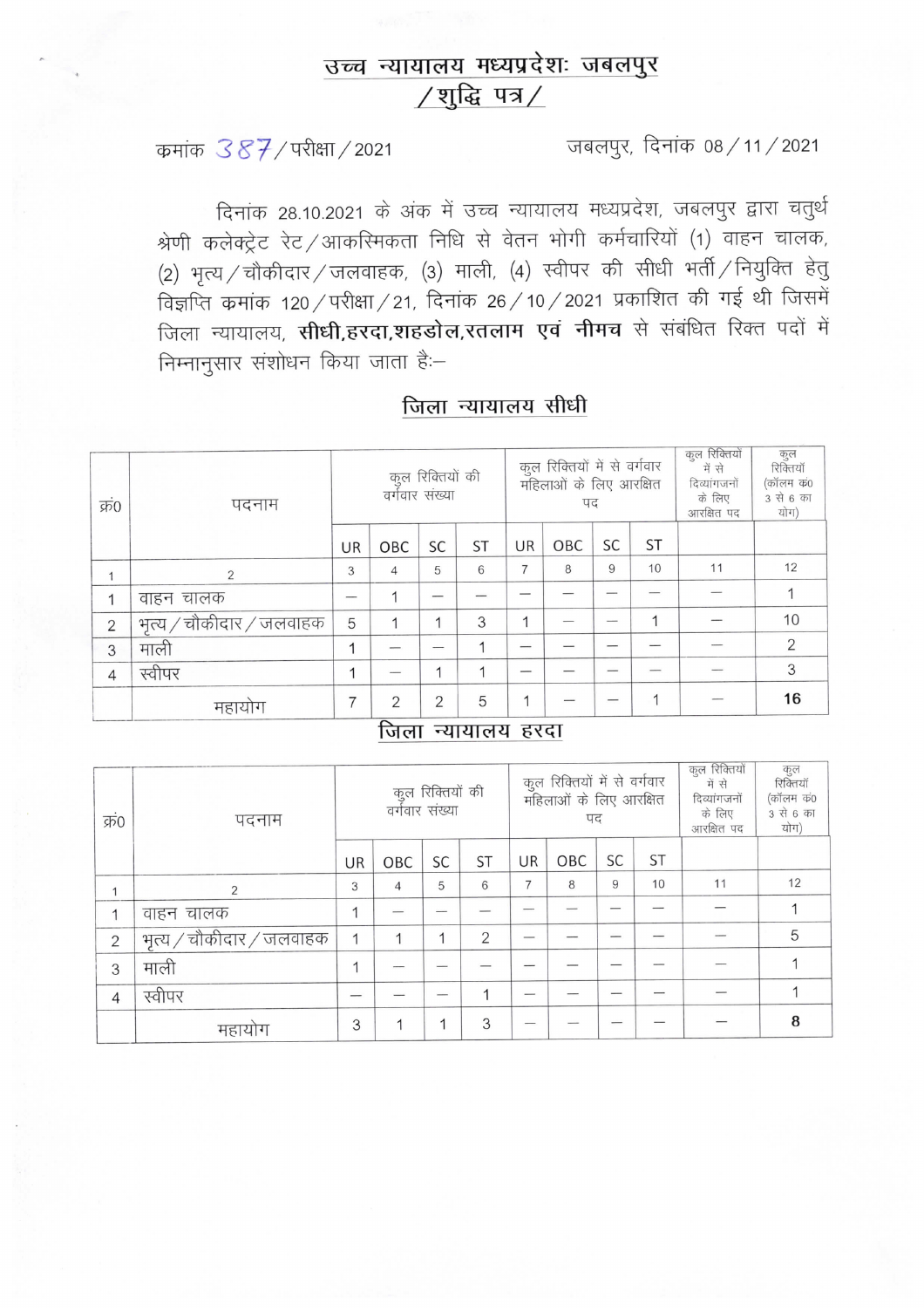# उच्च न्यायालय मध्यप्रदेशः जबलपुर

## /शुद्धि पत्र/

क्रमांक 387/परीक्षा/2021 जबलपुर, दिनांक 08/11/2021

दिनांक 28.10.2021 के अंक में उच्च न्यायालय मध्यप्रदेश, जबलपुर द्वारा चतुर्थ श्रेणी कलेक्ट्रेट रेट/आकस्मिकता निधि से वेतन भोगी कर्मचारियों (1) वाहन चालक, (2) भृत्य/चौकीदार/जलवाहक, (3) माली, (4) स्वीपर की सीधी भर्ती/नियुक्ति हेतु विज्ञप्ति क्रमांक 120/परीक्षा/21, दिनांक 26/10/2021 प्रकाशित की गई थी जिसमें जिला न्यायालय, **सीधी,हरदा,शहडोल,रतलाम एवं नीमच** से संबंधित रिक्त पदों में निम्नानुसार संशोधन किया जाता हैः–

## जिला न्यायालय सीधी

| क्र0 | पदनाम | कुल रिक्तियों की वर्गवार संख्या | | | | कुल रिक्तियों में से वर्गवार महिलाओं के लिए आरक्षित पद | | | | कुल रिक्तियों में से दिव्यांगजनों के लिए आरक्षित पद | कुल रिक्तियाँ (कॉलम क्र0 3 से 6 का योग) |
|---|---|---|---|---|---|---|---|---|---|---|---|
| | | UR | OBC | SC | ST | UR | OBC | SC | ST | | |
| 1 | 2 | 3 | 4 | 5 | 6 | 7 | 8 | 9 | 10 | 11 | 12 |
| 1 | वाहन चालक | — | 1 | — | — | — | — | — | — | — | 1 |
| 2 | भृत्य/चौकीदार/जलवाहक | 5 | 1 | 1 | 3 | 1 | — | — | 1 | — | 10 |
| 3 | माली | 1 | — | — | 1 | — | — | — | — | — | 2 |
| 4 | स्वीपर | 1 | — | 1 | 1 | — | — | — | — | — | 3 |
| | महायोग | 7 | 2 | 2 | 5 | 1 | — | — | 1 | — | **16** |

## जिला न्यायालय हरदा

| क्र0 | पदनाम | कुल रिक्तियों की वर्गवार संख्या | | | | कुल रिक्तियों में से वर्गवार महिलाओं के लिए आरक्षित पद | | | | कुल रिक्तियों में से दिव्यांगजनों के लिए आरक्षित पद | कुल रिक्तियाँ (कॉलम क्र0 3 से 6 का योग) |
|---|---|---|---|---|---|---|---|---|---|---|---|
| | | UR | OBC | SC | ST | UR | OBC | SC | ST | | |
| 1 | 2 | 3 | 4 | 5 | 6 | 7 | 8 | 9 | 10 | 11 | 12 |
| 1 | वाहन चालक | 1 | — | — | — | — | — | — | — | — | 1 |
| 2 | भृत्य/चौकीदार/जलवाहक | 1 | 1 | 1 | 2 | — | — | — | — | — | 5 |
| 3 | माली | 1 | — | — | — | — | — | — | — | — | 1 |
| 4 | स्वीपर | — | — | — | 1 | — | — | — | — | — | 1 |
| | महायोग | 3 | 1 | 1 | 3 | — | — | — | — | — | **8** |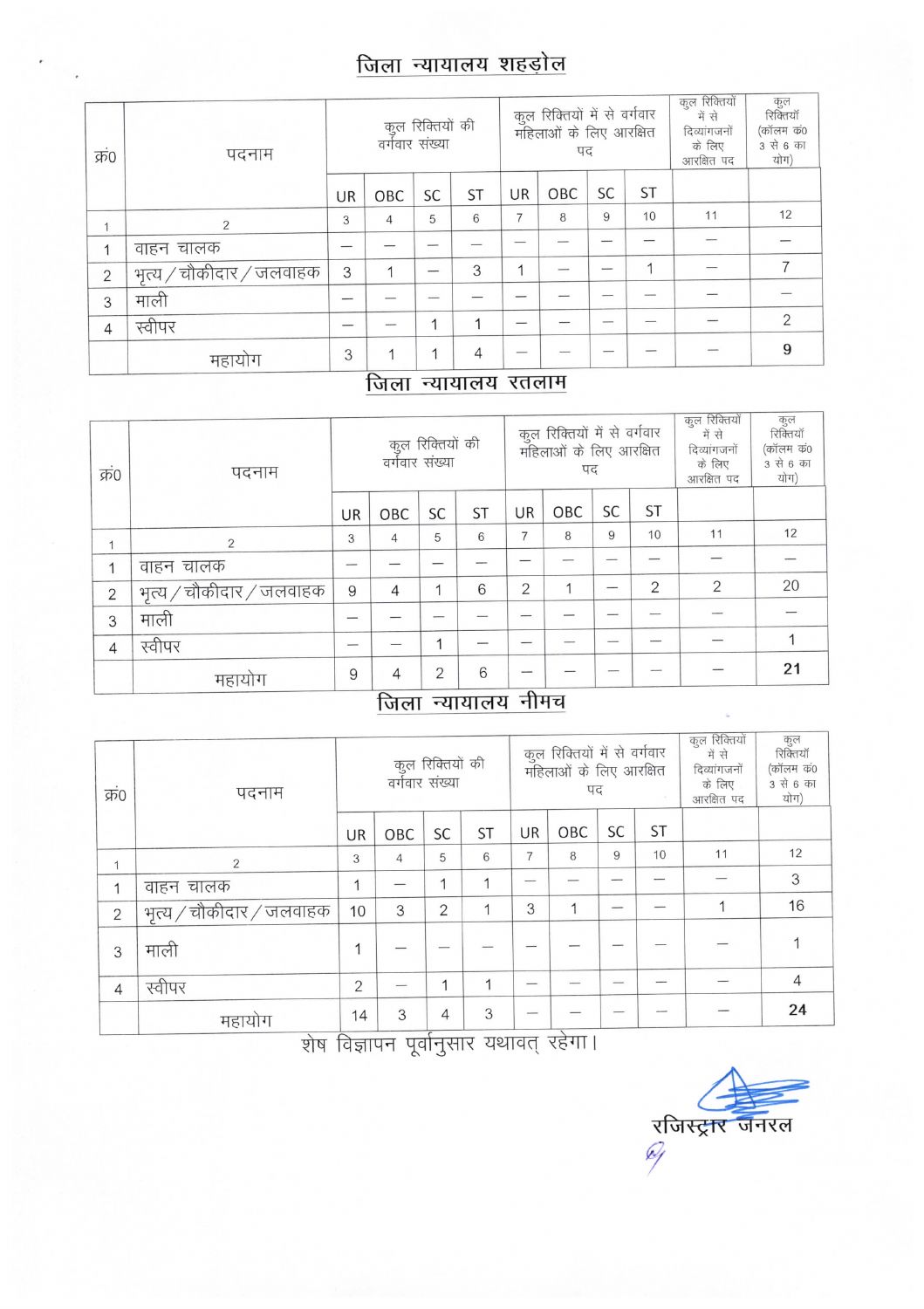## जिला न्यायालय शहड़ोल

| क्रं0 | पदनाम | कुल रिक्तियों की वर्गवार संख्या | | | | कुल रिक्तियों में से वर्गवार महिलाओं के लिए आरक्षित पद | | | | कुल रिक्तियों में से दिव्यांगजनों के लिए आरक्षित पद | कुल रिक्तियाँ (कॉलम क्रं0 3 से 6 का योग) |
|---|---|---|---|---|---|---|---|---|---|---|---|
| | | UR | OBC | SC | ST | UR | OBC | SC | ST | | |
| 1 | 2 | 3 | 4 | 5 | 6 | 7 | 8 | 9 | 10 | 11 | 12 |
| 1 | वाहन चालक | — | — | — | — | — | — | — | — | — | — |
| 2 | भृत्य / चौकीदार / जलवाहक | 3 | 1 | — | 3 | 1 | — | — | 1 | — | 7 |
| 3 | माली | — | — | — | — | — | — | — | — | — | — |
| 4 | स्वीपर | — | — | 1 | 1 | — | — | — | — | — | 2 |
| | महायोग | 3 | 1 | 1 | 4 | — | — | — | — | — | **9** |

## जिला न्यायालय रतलाम

| क्रं0 | पदनाम | कुल रिक्तियों की वर्गवार संख्या | | | | कुल रिक्तियों में से वर्गवार महिलाओं के लिए आरक्षित पद | | | | कुल रिक्तियों में से दिव्यांगजनों के लिए आरक्षित पद | कुल रिक्तियाँ (कॉलम क्रं0 3 से 6 का योग) |
|---|---|---|---|---|---|---|---|---|---|---|---|
| | | UR | OBC | SC | ST | UR | OBC | SC | ST | | |
| 1 | 2 | 3 | 4 | 5 | 6 | 7 | 8 | 9 | 10 | 11 | 12 |
| 1 | वाहन चालक | — | — | — | — | — | — | — | — | — | — |
| 2 | भृत्य / चौकीदार / जलवाहक | 9 | 4 | 1 | 6 | 2 | 1 | — | 2 | 2 | 20 |
| 3 | माली | — | — | — | — | — | — | — | — | — | — |
| 4 | स्वीपर | — | — | 1 | — | — | — | — | — | — | 1 |
| | महायोग | 9 | 4 | 2 | 6 | — | — | — | — | — | **21** |

## जिला न्यायालय नीमच

| क्रं0 | पदनाम | कुल रिक्तियों की वर्गवार संख्या | | | | कुल रिक्तियों में से वर्गवार महिलाओं के लिए आरक्षित पद | | | | कुल रिक्तियों में से दिव्यांगजनों के लिए आरक्षित पद | कुल रिक्तियाँ (कॉलम क्रं0 3 से 6 का योग) |
|---|---|---|---|---|---|---|---|---|---|---|---|
| | | UR | OBC | SC | ST | UR | OBC | SC | ST | | |
| 1 | 2 | 3 | 4 | 5 | 6 | 7 | 8 | 9 | 10 | 11 | 12 |
| 1 | वाहन चालक | 1 | — | 1 | 1 | — | — | — | — | — | 3 |
| 2 | भृत्य / चौकीदार / जलवाहक | 10 | 3 | 2 | 1 | 3 | 1 | — | — | 1 | 16 |
| 3 | माली | 1 | — | — | — | — | — | — | — | — | 1 |
| 4 | स्वीपर | 2 | — | 1 | 1 | — | — | — | — | — | 4 |
| | महायोग | 14 | 3 | 4 | 3 | — | — | — | — | — | **24** |

शेष विज्ञापन पूर्वानुसार यथावत् रहेगा।

रजिस्ट्रार जनरल